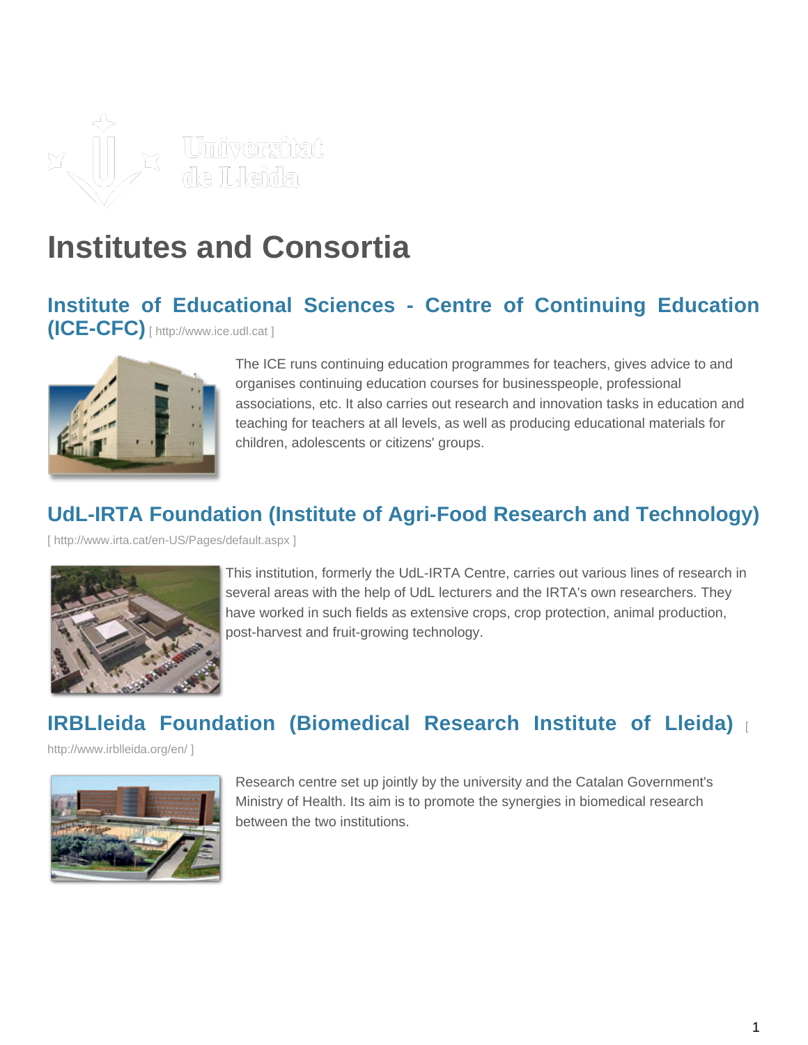Universitat de Lleida

# Institutes and Consortia

## Institute of Educational Sciences - Centre of Continuing Education (ICE-CFC) [ http://www.ice.udl.cat ]

The ICE runs continuing education programmes for teachers, gives advice to and organises continuing education courses for businesspeople, professional associations, etc. It also carries out research and innovation tasks in education and teaching for teachers at all levels, as well as producing educational materials for children, adolescents or citizens' groups.

## UdL-IRTA Foundation (Institute of Agri-Food Research and Technology)

[ http://www.irta.cat/en-US/Pages/default.aspx ]

This institution, formerly the UdL-IRTA Centre, carries out various lines of research in several areas with the help of UdL lecturers and the IRTA's own researchers. They have worked in such fields as extensive crops, crop protection, animal production, post-harvest and fruit-growing technology.

## IRBLleida Foundation (Biomedical Research Institute of Lleida) [ http://www.irblleida.org/en/ ]

Research centre set up jointly by the university and the Catalan Government's Ministry of Health. Its aim is to promote the synergies in biomedical research between the two institutions.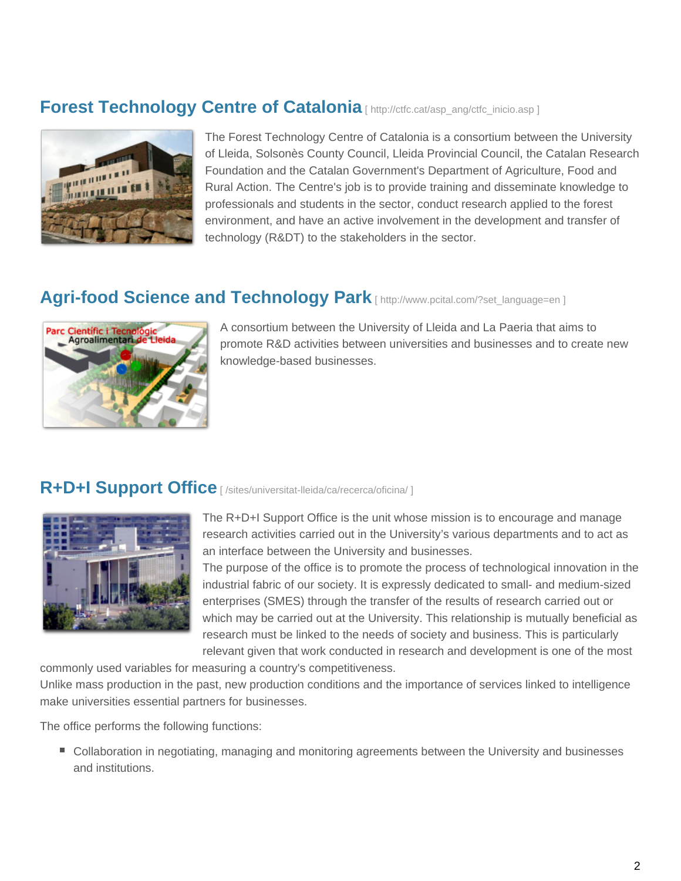## Forest Technology Centre of Catalonia [ http://ctfc.cat/asp_ang/ctfc_inicio.asp ]

The Forest Technology Centre of Catalonia is a consortium between the University of Lleida, Solsonès County Council, Lleida Provincial Council, the Catalan Research Foundation and the Catalan Government's Department of Agriculture, Food and Rural Action. The Centre's job is to provide training and disseminate knowledge to professionals and students in the sector, conduct research applied to the forest environment, and have an active involvement in the development and transfer of technology (R&DT) to the stakeholders in the sector.

## Agri-food Science and Technology Park [ http://www.pcital.com/?set_language=en ]

A consortium between the University of Lleida and La Paeria that aims to promote R&D activities between universities and businesses and to create new knowledge-based businesses.

## R+D+I Support Office [ /sites/universitat-lleida/ca/recerca/oficina/ ]

The R+D+I Support Office is the unit whose mission is to encourage and manage research activities carried out in the University's various departments and to act as an interface between the University and businesses.

The purpose of the office is to promote the process of technological innovation in the industrial fabric of our society. It is expressly dedicated to small- and medium-sized enterprises (SMES) through the transfer of the results of research carried out or which may be carried out at the University. This relationship is mutually beneficial as research must be linked to the needs of society and business. This is particularly relevant given that work conducted in research and development is one of the most commonly used variables for measuring a country's competitiveness.

Unlike mass production in the past, new production conditions and the importance of services linked to intelligence make universities essential partners for businesses.

The office performs the following functions:

- Collaboration in negotiating, managing and monitoring agreements between the University and businesses and institutions.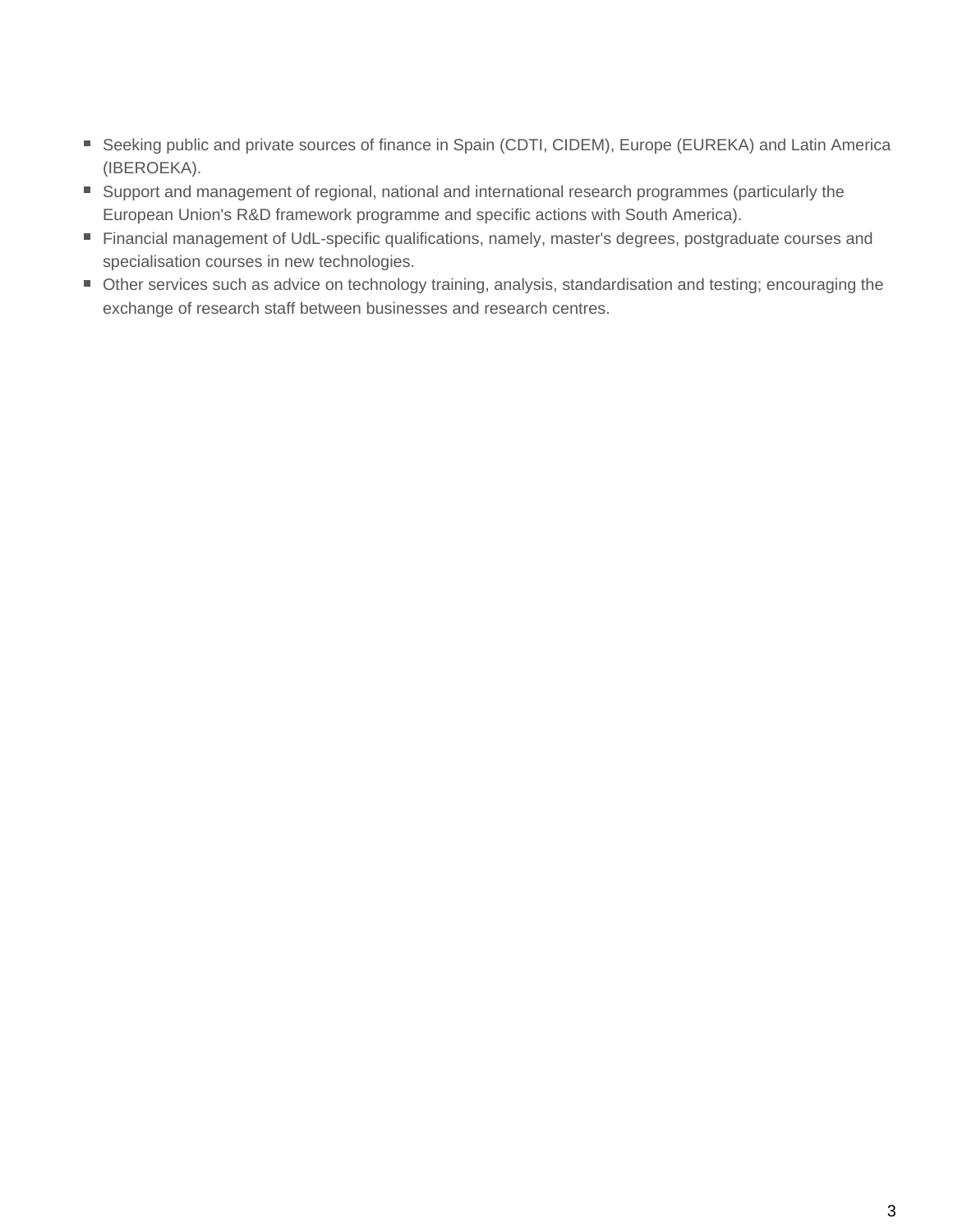- Seeking public and private sources of finance in Spain (CDTI, CIDEM), Europe (EUREKA) and Latin America (IBEROEKA).
- Support and management of regional, national and international research programmes (particularly the European Union's R&D framework programme and specific actions with South America).
- Financial management of UdL-specific qualifications, namely, master's degrees, postgraduate courses and specialisation courses in new technologies.
- Other services such as advice on technology training, analysis, standardisation and testing; encouraging the exchange of research staff between businesses and research centres.